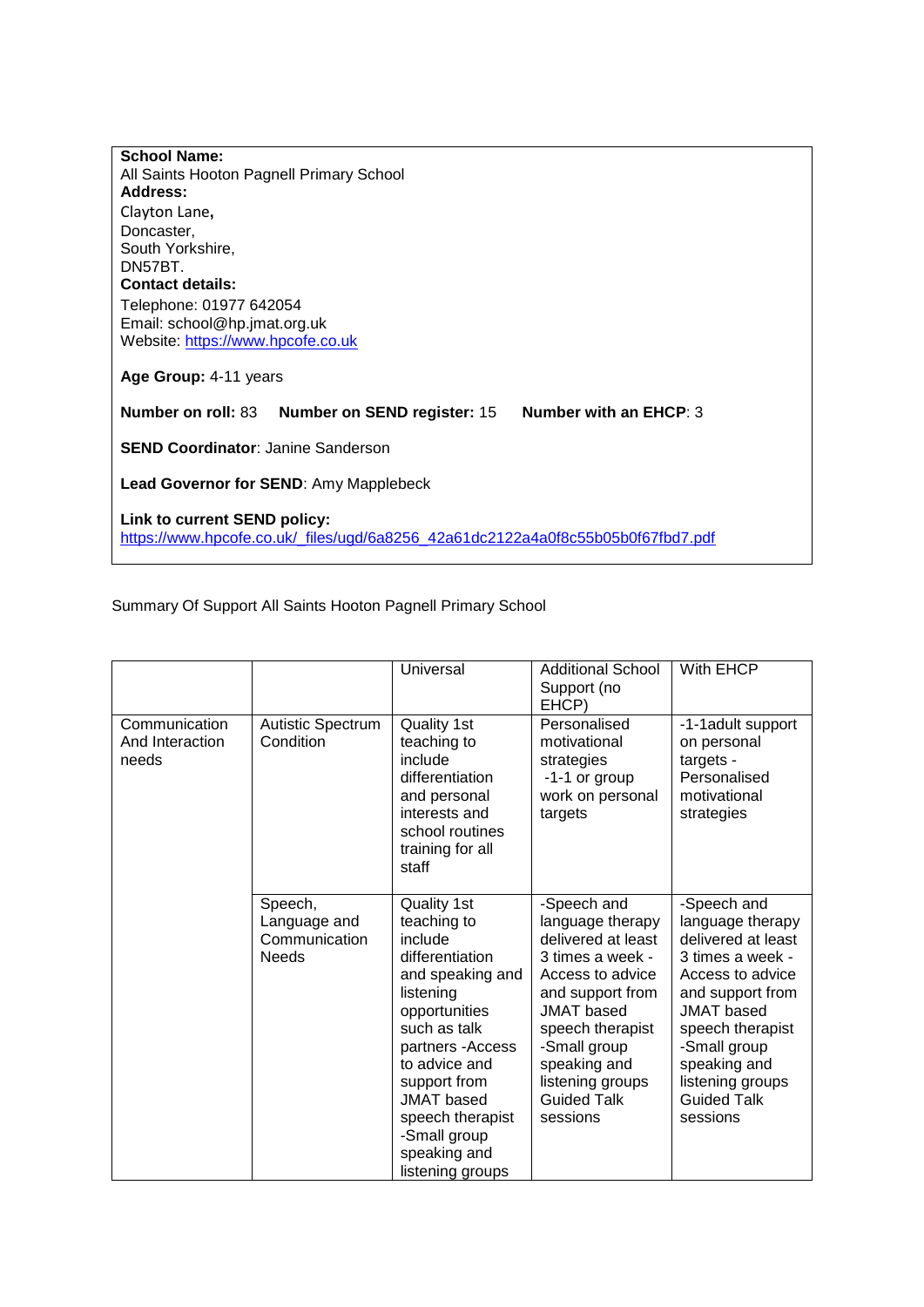**School Name:**
All Saints Hooton Pagnell Primary School
**Address:**
Clayton Lane**,**
Doncaster,
South Yorkshire,
DN57BT.
**Contact details:**
Telephone: 01977 642054
Email: school@hp.jmat.org.uk
Website: https://www.hpcofe.co.uk

**Age Group:** 4-11 years

**Number on roll:** 83 **Number on SEND register:** 15 **Number with an EHCP**: 3

**SEND Coordinator**: Janine Sanderson

**Lead Governor for SEND**: Amy Mapplebeck

**Link to current SEND policy:**
https://www.hpcofe.co.uk/_files/ugd/6a8256_42a61dc2122a4a0f8c55b05b0f67fbd7.pdf

Summary Of Support All Saints Hooton Pagnell Primary School

| | | Universal | Additional School Support (no EHCP) | With EHCP |
|---|---|---|---|---|
| Communication And Interaction needs | Autistic Spectrum Condition | Quality 1st teaching to include differentiation and personal interests and school routines training for all staff | Personalised motivational strategies -1-1 or group work on personal targets | -1-1adult support on personal targets - Personalised motivational strategies |
| | Speech, Language and Communication Needs | Quality 1st teaching to include differentiation and speaking and listening opportunities such as talk partners -Access to advice and support from JMAT based speech therapist -Small group speaking and listening groups | -Speech and language therapy delivered at least 3 times a week - Access to advice and support from JMAT based speech therapist -Small group speaking and listening groups Guided Talk sessions | -Speech and language therapy delivered at least 3 times a week - Access to advice and support from JMAT based speech therapist -Small group speaking and listening groups Guided Talk sessions |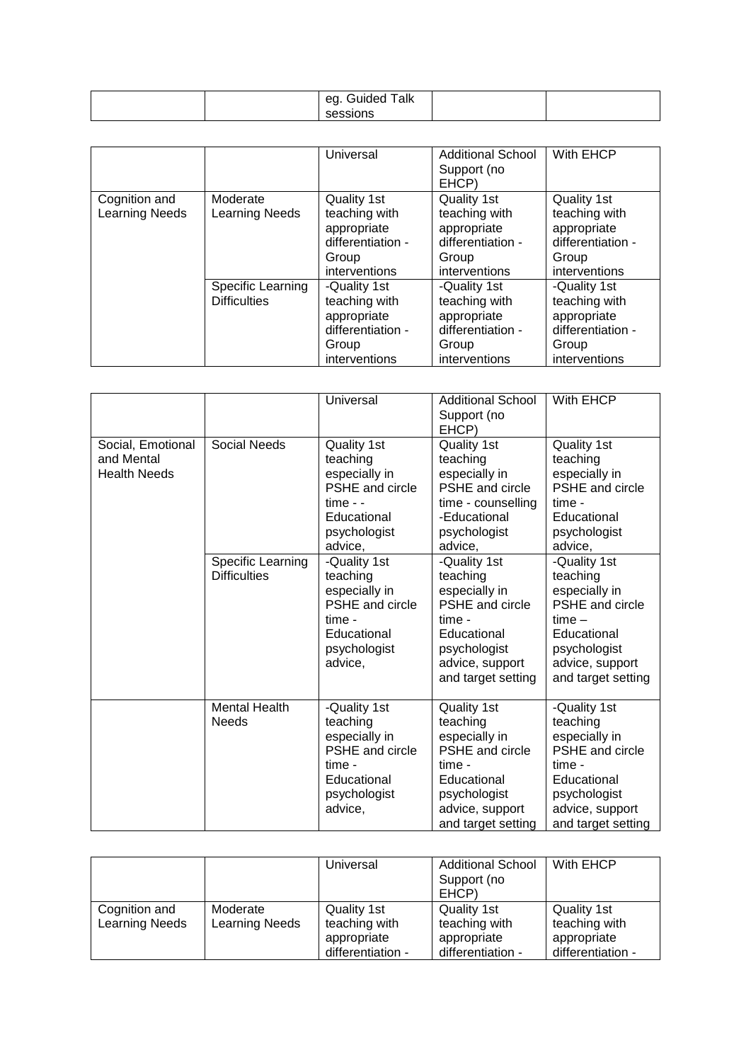| | | eg. Guided Talk sessions | | |
|---|---|---|---|---|

| | | Universal | Additional School Support (no EHCP) | With EHCP |
|---|---|---|---|---|
| Cognition and Learning Needs | Moderate Learning Needs | Quality 1st teaching with appropriate differentiation - Group interventions | Quality 1st teaching with appropriate differentiation - Group interventions | Quality 1st teaching with appropriate differentiation - Group interventions |
| | Specific Learning Difficulties | -Quality 1st teaching with appropriate differentiation - Group interventions | -Quality 1st teaching with appropriate differentiation - Group interventions | -Quality 1st teaching with appropriate differentiation - Group interventions |

| | | Universal | Additional School Support (no EHCP) | With EHCP |
|---|---|---|---|---|
| Social, Emotional and Mental Health Needs | Social Needs | Quality 1st teaching especially in PSHE and circle time - - Educational psychologist advice, | Quality 1st teaching especially in PSHE and circle time - counselling -Educational psychologist advice, | Quality 1st teaching especially in PSHE and circle time - Educational psychologist advice, |
| | Specific Learning Difficulties | -Quality 1st teaching especially in PSHE and circle time - Educational psychologist advice, | -Quality 1st teaching especially in PSHE and circle time - Educational psychologist advice, support and target setting | -Quality 1st teaching especially in PSHE and circle time – Educational psychologist advice, support and target setting |
| | Mental Health Needs | -Quality 1st teaching especially in PSHE and circle time - Educational psychologist advice, | Quality 1st teaching especially in PSHE and circle time - Educational psychologist advice, support and target setting | -Quality 1st teaching especially in PSHE and circle time - Educational psychologist advice, support and target setting |

| | | Universal | Additional School Support (no EHCP) | With EHCP |
|---|---|---|---|---|
| Cognition and Learning Needs | Moderate Learning Needs | Quality 1st teaching with appropriate differentiation - | Quality 1st teaching with appropriate differentiation - | Quality 1st teaching with appropriate differentiation - |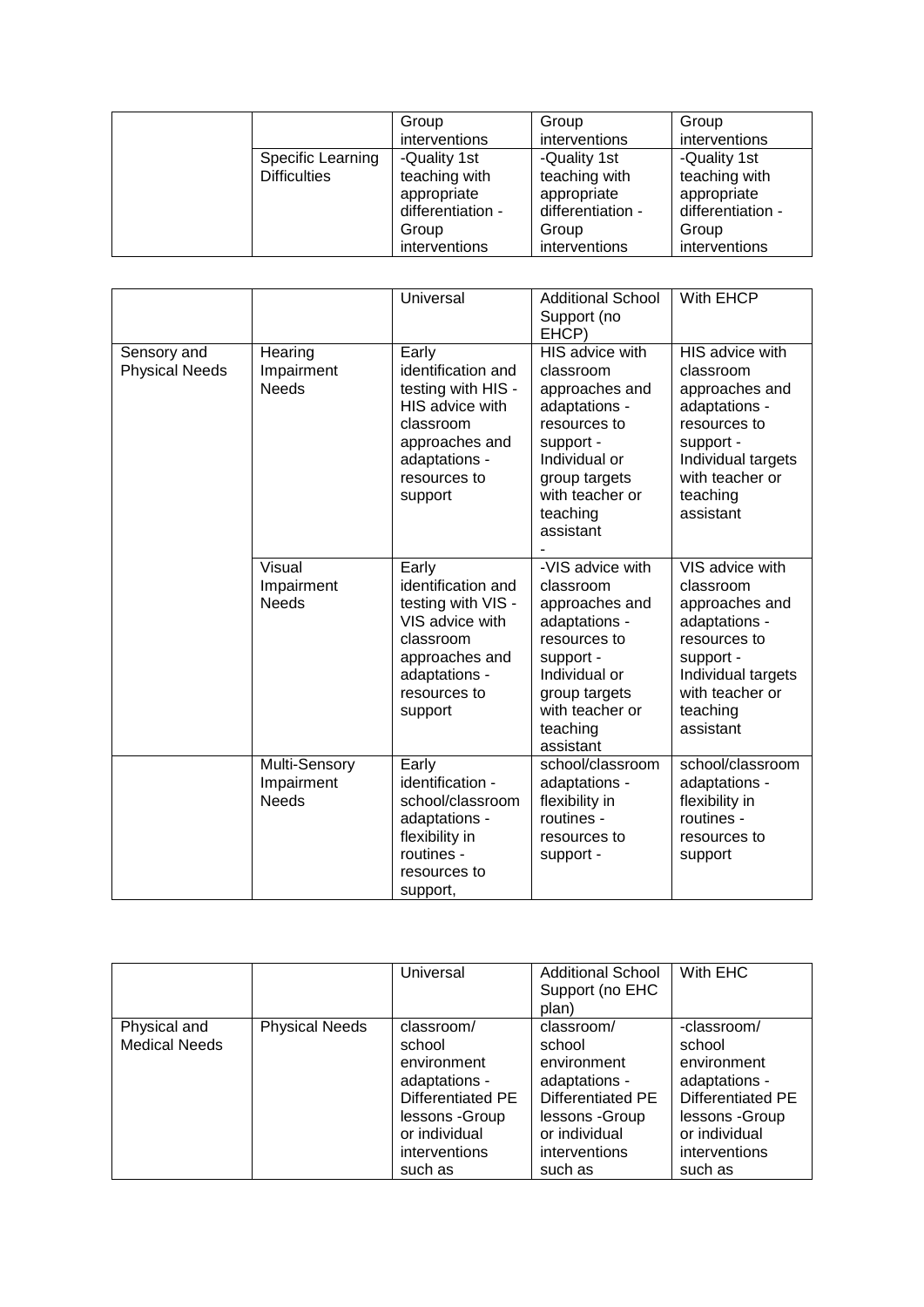|  |  | Group interventions | Group interventions | Group interventions |
|---|---|---|---|---|
|  | Specific Learning Difficulties | -Quality 1st teaching with appropriate differentiation - Group interventions | -Quality 1st teaching with appropriate differentiation - Group interventions | -Quality 1st teaching with appropriate differentiation - Group interventions |

|  |  | Universal | Additional School Support (no EHCP) | With EHCP |
|---|---|---|---|---|
| Sensory and Physical Needs | Hearing Impairment Needs | Early identification and testing with HIS - HIS advice with classroom approaches and adaptations - resources to support | HIS advice with classroom approaches and adaptations - resources to support - Individual or group targets with teacher or teaching assistant - | HIS advice with classroom approaches and adaptations - resources to support - Individual targets with teacher or teaching assistant |
|  | Visual Impairment Needs | Early identification and testing with VIS - VIS advice with classroom approaches and adaptations - resources to support | -VIS advice with classroom approaches and adaptations - resources to support - Individual or group targets with teacher or teaching assistant | VIS advice with classroom approaches and adaptations - resources to support - Individual targets with teacher or teaching assistant |
|  | Multi-Sensory Impairment Needs | Early identification - school/classroom adaptations - flexibility in routines - resources to support, | school/classroom adaptations - flexibility in routines - resources to support - | school/classroom adaptations - flexibility in routines - resources to support |

|  |  | Universal | Additional School Support (no EHC plan) | With EHC |
|---|---|---|---|---|
| Physical and Medical Needs | Physical Needs | classroom/ school environment adaptations - Differentiated PE lessons -Group or individual interventions such as | classroom/ school environment adaptations - Differentiated PE lessons -Group or individual interventions such as | -classroom/ school environment adaptations - Differentiated PE lessons -Group or individual interventions such as |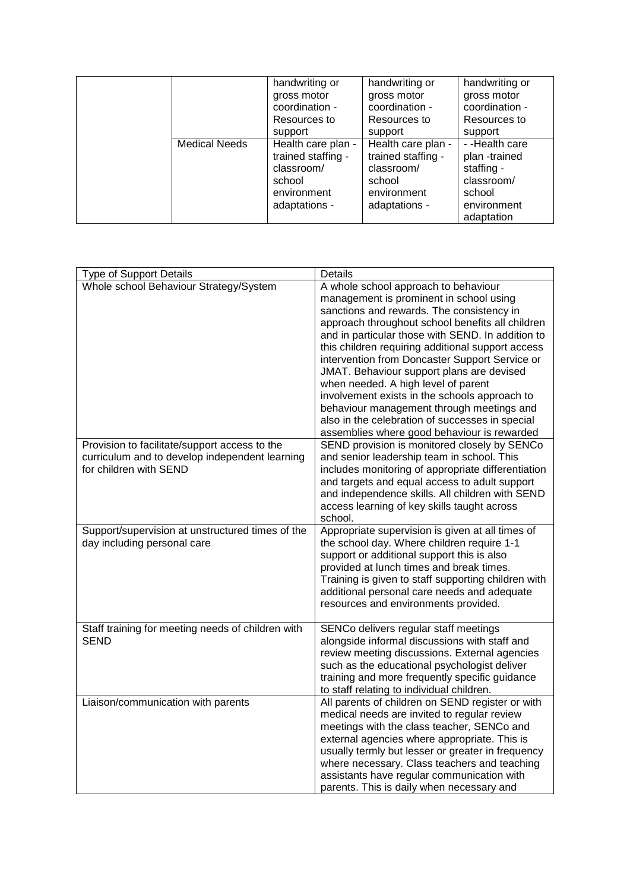| | | | | |
|---|---|---|---|---|
| | | handwriting or gross motor coordination - Resources to support | handwriting or gross motor coordination - Resources to support | handwriting or gross motor coordination - Resources to support |
| | Medical Needs | Health care plan - trained staffing - classroom/ school environment adaptations - | Health care plan - trained staffing - classroom/ school environment adaptations - | - -Health care plan -trained staffing - classroom/ school environment adaptation |

| Type of Support Details | Details |
|---|---|
| Whole school Behaviour Strategy/System | A whole school approach to behaviour management is prominent in school using sanctions and rewards. The consistency in approach throughout school benefits all children and in particular those with SEND. In addition to this children requiring additional support access intervention from Doncaster Support Service or JMAT. Behaviour support plans are devised when needed. A high level of parent involvement exists in the schools approach to behaviour management through meetings and also in the celebration of successes in special assemblies where good behaviour is rewarded |
| Provision to facilitate/support access to the curriculum and to develop independent learning for children with SEND | SEND provision is monitored closely by SENCo and senior leadership team in school. This includes monitoring of appropriate differentiation and targets and equal access to adult support and independence skills. All children with SEND access learning of key skills taught across school. |
| Support/supervision at unstructured times of the day including personal care | Appropriate supervision is given at all times of the school day. Where children require 1-1 support or additional support this is also provided at lunch times and break times. Training is given to staff supporting children with additional personal care needs and adequate resources and environments provided. |
| Staff training for meeting needs of children with SEND | SENCo delivers regular staff meetings alongside informal discussions with staff and review meeting discussions. External agencies such as the educational psychologist deliver training and more frequently specific guidance to staff relating to individual children. |
| Liaison/communication with parents | All parents of children on SEND register or with medical needs are invited to regular review meetings with the class teacher, SENCo and external agencies where appropriate. This is usually termly but lesser or greater in frequency where necessary. Class teachers and teaching assistants have regular communication with parents. This is daily when necessary and |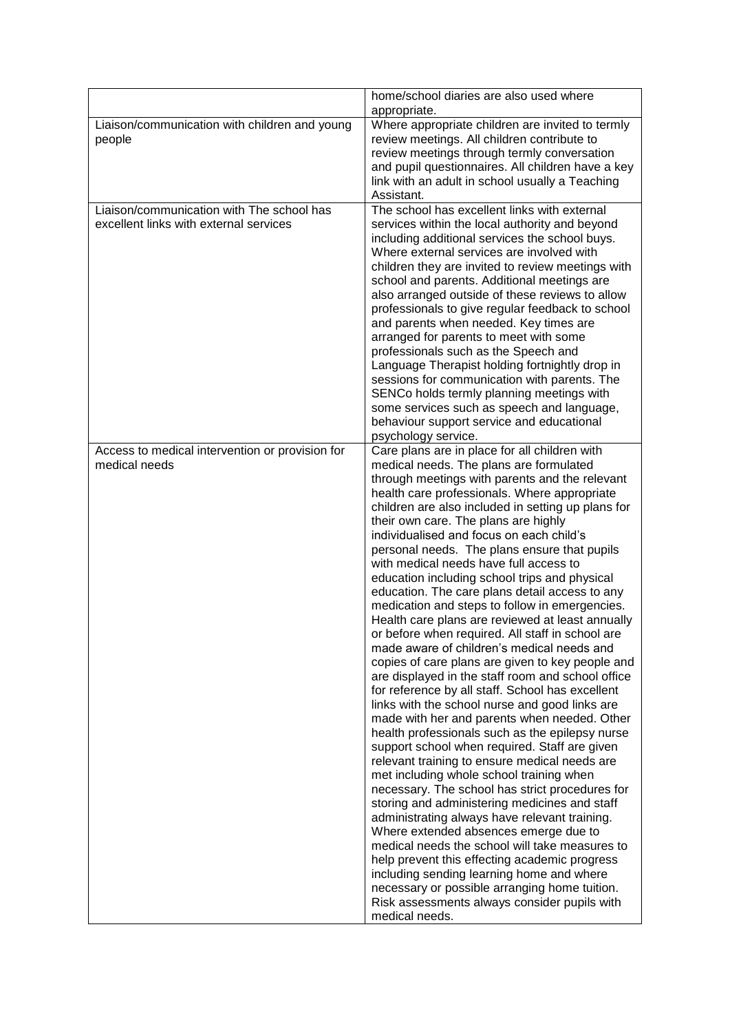| | |
|---|---|
| | home/school diaries are also used where appropriate. |
| Liaison/communication with children and young people | Where appropriate children are invited to termly review meetings. All children contribute to review meetings through termly conversation and pupil questionnaires. All children have a key link with an adult in school usually a Teaching Assistant. |
| Liaison/communication with The school has excellent links with external services | The school has excellent links with external services within the local authority and beyond including additional services the school buys. Where external services are involved with children they are invited to review meetings with school and parents. Additional meetings are also arranged outside of these reviews to allow professionals to give regular feedback to school and parents when needed. Key times are arranged for parents to meet with some professionals such as the Speech and Language Therapist holding fortnightly drop in sessions for communication with parents. The SENCo holds termly planning meetings with some services such as speech and language, behaviour support service and educational psychology service. |
| Access to medical intervention or provision for medical needs | Care plans are in place for all children with medical needs. The plans are formulated through meetings with parents and the relevant health care professionals. Where appropriate children are also included in setting up plans for their own care. The plans are highly individualised and focus on each child's personal needs. The plans ensure that pupils with medical needs have full access to education including school trips and physical education. The care plans detail access to any medication and steps to follow in emergencies. Health care plans are reviewed at least annually or before when required. All staff in school are made aware of children's medical needs and copies of care plans are given to key people and are displayed in the staff room and school office for reference by all staff. School has excellent links with the school nurse and good links are made with her and parents when needed. Other health professionals such as the epilepsy nurse support school when required. Staff are given relevant training to ensure medical needs are met including whole school training when necessary. The school has strict procedures for storing and administering medicines and staff administrating always have relevant training. Where extended absences emerge due to medical needs the school will take measures to help prevent this effecting academic progress including sending learning home and where necessary or possible arranging home tuition. Risk assessments always consider pupils with medical needs. |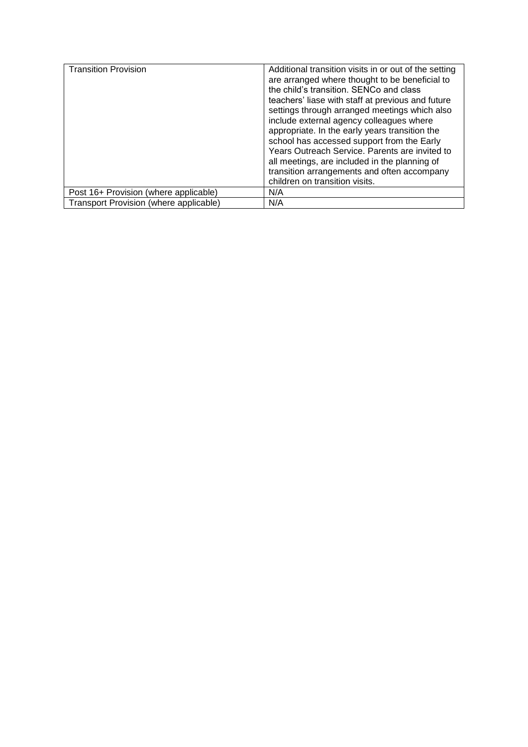| | |
|---|---|
| Transition Provision | Additional transition visits in or out of the setting are arranged where thought to be beneficial to the child's transition. SENCo and class teachers' liase with staff at previous and future settings through arranged meetings which also include external agency colleagues where appropriate. In the early years transition the school has accessed support from the Early Years Outreach Service. Parents are invited to all meetings, are included in the planning of transition arrangements and often accompany children on transition visits. |
| Post 16+ Provision (where applicable) | N/A |
| Transport Provision (where applicable) | N/A |